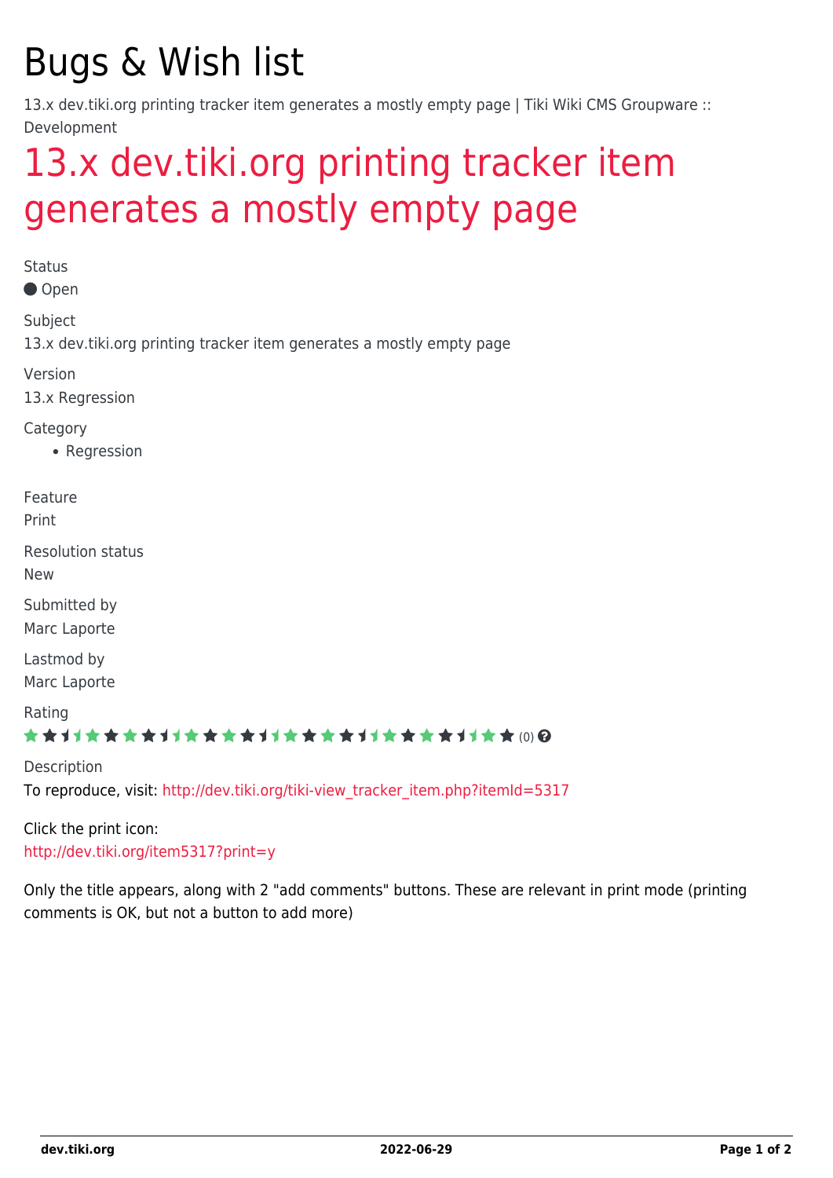# Bugs & Wish list

13.x dev.tiki.org printing tracker item generates a mostly empty page | Tiki Wiki CMS Groupware :: Development

## 13.x dev.tiki.org printing tracker item generates a mostly empty page

Status

Open

Subject

13.x dev.tiki.org printing tracker item generates a mostly empty page

Version

13.x Regression

Category

- Regression

Feature

Print

Resolution status

New

Submitted by

Marc Laporte

Lastmod by

Marc Laporte

Rating

(0)

Description

To reproduce, visit: http://dev.tiki.org/tiki-view_tracker_item.php?itemId=5317

Click the print icon:
http://dev.tiki.org/item5317?print=y

Only the title appears, along with 2 "add comments" buttons. These are relevant in print mode (printing comments is OK, but not a button to add more)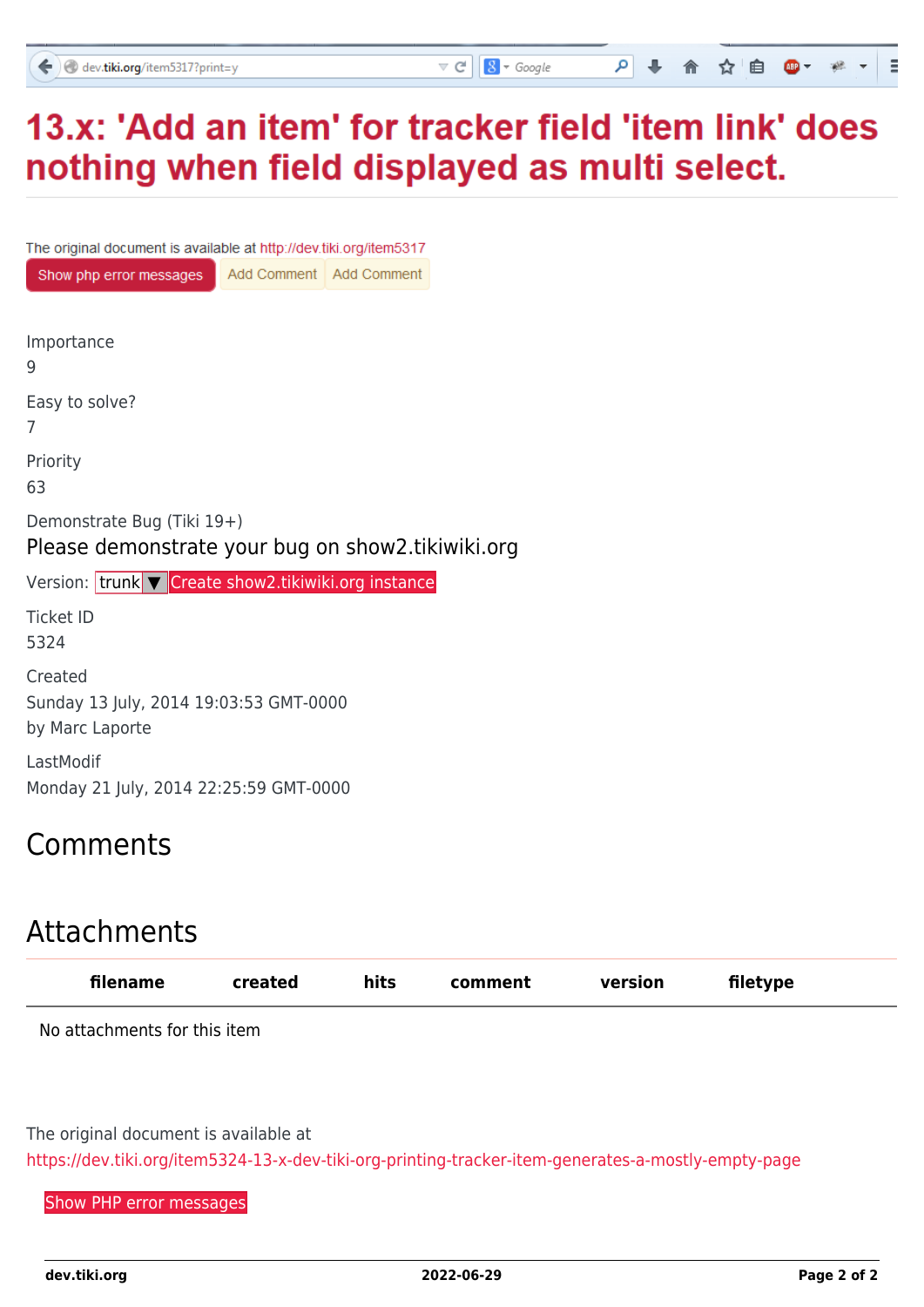dev.tiki.org/item5317?print=y

# 13.x: 'Add an item' for tracker field 'item link' does nothing when field displayed as multi select.

The original document is available at http://dev.tiki.org/item5317

Show php error messages Add Comment Add Comment

Importance

9

Easy to solve?

7

Priority

63

Demonstrate Bug (Tiki 19+)

Please demonstrate your bug on show2.tikiwiki.org

Version: trunk ▼ Create show2.tikiwiki.org instance

Ticket ID

5324

Created

Sunday 13 July, 2014 19:03:53 GMT-0000

by Marc Laporte

LastModif

Monday 21 July, 2014 22:25:59 GMT-0000

## Comments

## Attachments

| filename | created | hits | comment | version | filetype |
|---|---|---|---|---|---|
| No attachments for this item | | | | | |

The original document is available at https://dev.tiki.org/item5324-13-x-dev-tiki-org-printing-tracker-item-generates-a-mostly-empty-page

Show PHP error messages